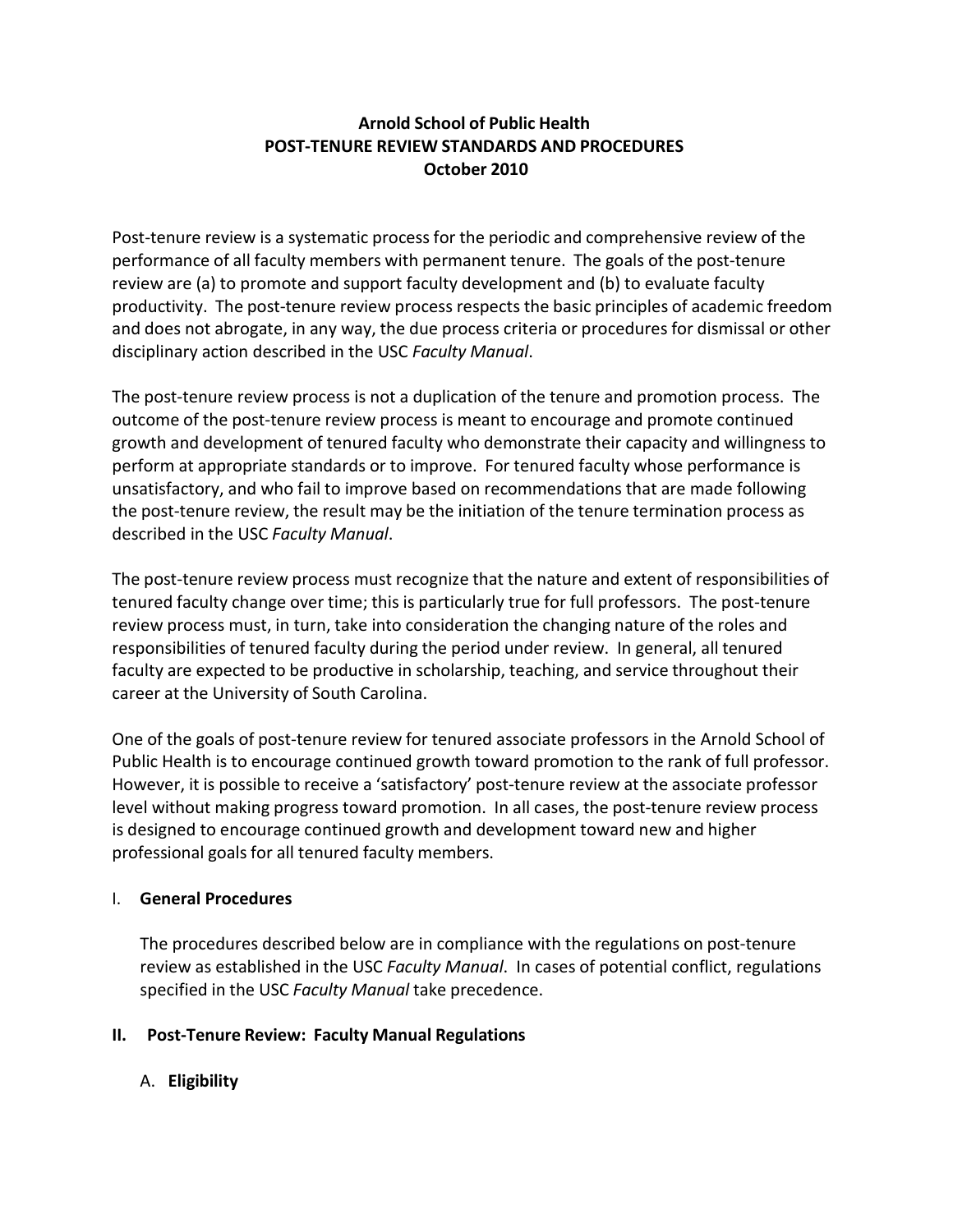# Arnold School of Public Health
# POST-TENURE REVIEW STANDARDS AND PROCEDURES
# October 2010

Post-tenure review is a systematic process for the periodic and comprehensive review of the performance of all faculty members with permanent tenure. The goals of the post-tenure review are (a) to promote and support faculty development and (b) to evaluate faculty productivity. The post-tenure review process respects the basic principles of academic freedom and does not abrogate, in any way, the due process criteria or procedures for dismissal or other disciplinary action described in the USC *Faculty Manual*.

The post-tenure review process is not a duplication of the tenure and promotion process. The outcome of the post-tenure review process is meant to encourage and promote continued growth and development of tenured faculty who demonstrate their capacity and willingness to perform at appropriate standards or to improve. For tenured faculty whose performance is unsatisfactory, and who fail to improve based on recommendations that are made following the post-tenure review, the result may be the initiation of the tenure termination process as described in the USC *Faculty Manual*.

The post-tenure review process must recognize that the nature and extent of responsibilities of tenured faculty change over time; this is particularly true for full professors. The post-tenure review process must, in turn, take into consideration the changing nature of the roles and responsibilities of tenured faculty during the period under review. In general, all tenured faculty are expected to be productive in scholarship, teaching, and service throughout their career at the University of South Carolina.

One of the goals of post-tenure review for tenured associate professors in the Arnold School of Public Health is to encourage continued growth toward promotion to the rank of full professor. However, it is possible to receive a 'satisfactory' post-tenure review at the associate professor level without making progress toward promotion. In all cases, the post-tenure review process is designed to encourage continued growth and development toward new and higher professional goals for all tenured faculty members.

## I. General Procedures

The procedures described below are in compliance with the regulations on post-tenure review as established in the USC *Faculty Manual*. In cases of potential conflict, regulations specified in the USC *Faculty Manual* take precedence.

## II. Post-Tenure Review: Faculty Manual Regulations

### A. Eligibility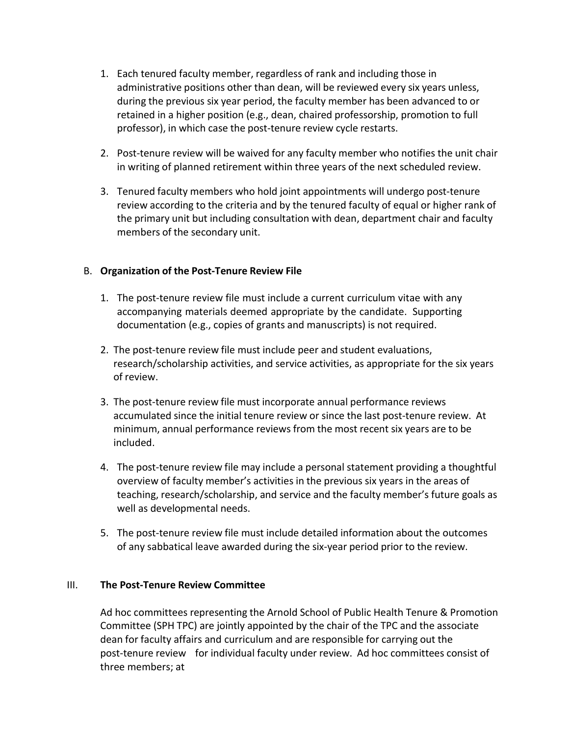1. Each tenured faculty member, regardless of rank and including those in administrative positions other than dean, will be reviewed every six years unless, during the previous six year period, the faculty member has been advanced to or retained in a higher position (e.g., dean, chaired professorship, promotion to full professor), in which case the post-tenure review cycle restarts.

2. Post-tenure review will be waived for any faculty member who notifies the unit chair in writing of planned retirement within three years of the next scheduled review.

3. Tenured faculty members who hold joint appointments will undergo post-tenure review according to the criteria and by the tenured faculty of equal or higher rank of the primary unit but including consultation with dean, department chair and faculty members of the secondary unit.

B. **Organization of the Post-Tenure Review File**

1. The post-tenure review file must include a current curriculum vitae with any accompanying materials deemed appropriate by the candidate. Supporting documentation (e.g., copies of grants and manuscripts) is not required.

2. The post-tenure review file must include peer and student evaluations, research/scholarship activities, and service activities, as appropriate for the six years of review.

3. The post-tenure review file must incorporate annual performance reviews accumulated since the initial tenure review or since the last post-tenure review. At minimum, annual performance reviews from the most recent six years are to be included.

4. The post-tenure review file may include a personal statement providing a thoughtful overview of faculty member's activities in the previous six years in the areas of teaching, research/scholarship, and service and the faculty member's future goals as well as developmental needs.

5. The post-tenure review file must include detailed information about the outcomes of any sabbatical leave awarded during the six-year period prior to the review.

III. **The Post-Tenure Review Committee**

Ad hoc committees representing the Arnold School of Public Health Tenure & Promotion Committee (SPH TPC) are jointly appointed by the chair of the TPC and the associate dean for faculty affairs and curriculum and are responsible for carrying out the post-tenure review for individual faculty under review. Ad hoc committees consist of three members; at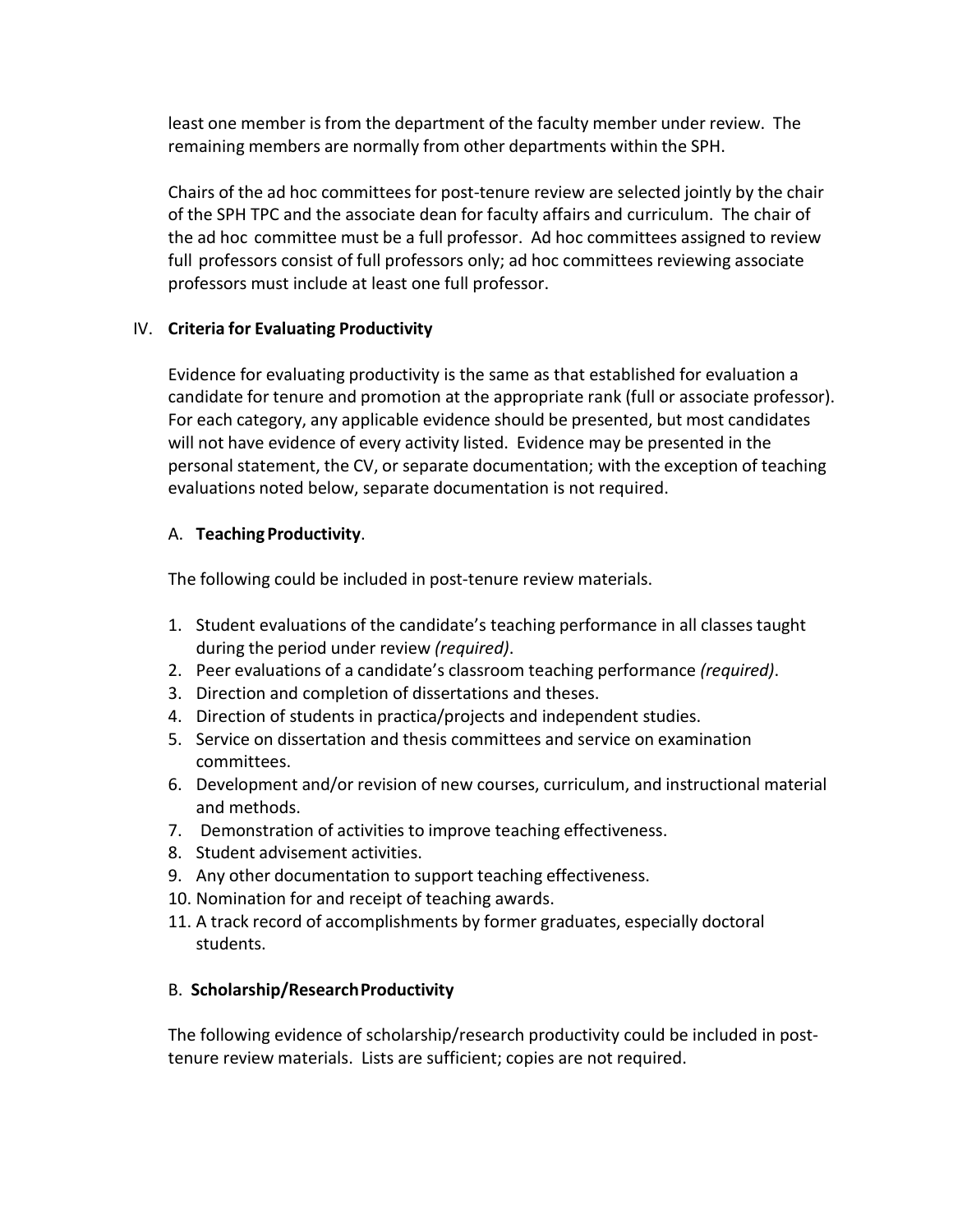least one member is from the department of the faculty member under review. The remaining members are normally from other departments within the SPH.

Chairs of the ad hoc committees for post-tenure review are selected jointly by the chair of the SPH TPC and the associate dean for faculty affairs and curriculum. The chair of the ad hoc committee must be a full professor. Ad hoc committees assigned to review full professors consist of full professors only; ad hoc committees reviewing associate professors must include at least one full professor.

## IV. **Criteria for Evaluating Productivity**

Evidence for evaluating productivity is the same as that established for evaluation a candidate for tenure and promotion at the appropriate rank (full or associate professor). For each category, any applicable evidence should be presented, but most candidates will not have evidence of every activity listed. Evidence may be presented in the personal statement, the CV, or separate documentation; with the exception of teaching evaluations noted below, separate documentation is not required.

### A. **Teaching Productivity**.

The following could be included in post-tenure review materials.

1. Student evaluations of the candidate's teaching performance in all classes taught during the period under review *(required)*.
2. Peer evaluations of a candidate's classroom teaching performance *(required)*.
3. Direction and completion of dissertations and theses.
4. Direction of students in practica/projects and independent studies.
5. Service on dissertation and thesis committees and service on examination committees.
6. Development and/or revision of new courses, curriculum, and instructional material and methods.
7. Demonstration of activities to improve teaching effectiveness.
8. Student advisement activities.
9. Any other documentation to support teaching effectiveness.
10. Nomination for and receipt of teaching awards.
11. A track record of accomplishments by former graduates, especially doctoral students.

### B. **Scholarship/Research Productivity**

The following evidence of scholarship/research productivity could be included in post-tenure review materials. Lists are sufficient; copies are not required.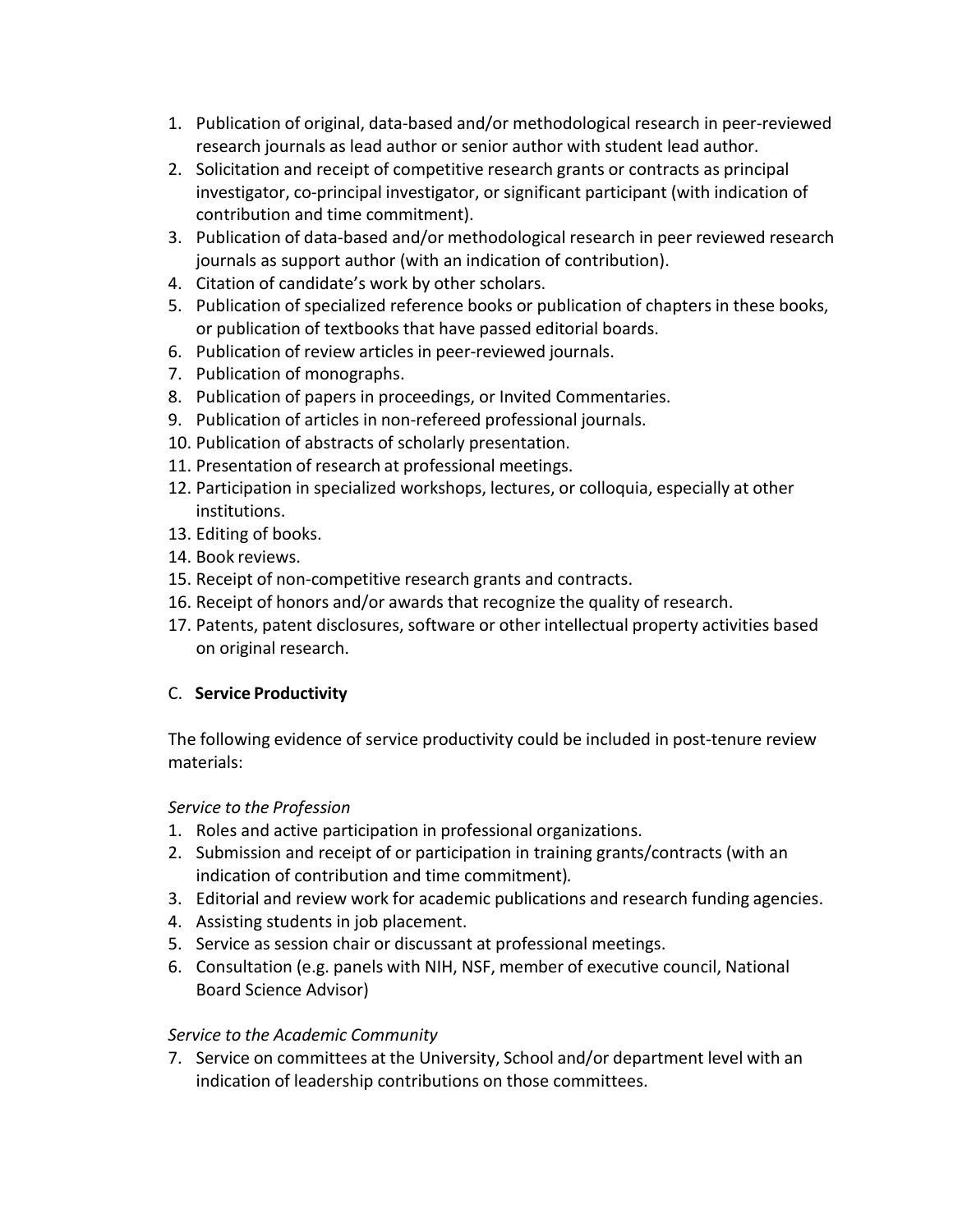1. Publication of original, data-based and/or methodological research in peer-reviewed research journals as lead author or senior author with student lead author.
2. Solicitation and receipt of competitive research grants or contracts as principal investigator, co-principal investigator, or significant participant (with indication of contribution and time commitment).
3. Publication of data-based and/or methodological research in peer reviewed research journals as support author (with an indication of contribution).
4. Citation of candidate's work by other scholars.
5. Publication of specialized reference books or publication of chapters in these books, or publication of textbooks that have passed editorial boards.
6. Publication of review articles in peer-reviewed journals.
7. Publication of monographs.
8. Publication of papers in proceedings, or Invited Commentaries.
9. Publication of articles in non-refereed professional journals.
10. Publication of abstracts of scholarly presentation.
11. Presentation of research at professional meetings.
12. Participation in specialized workshops, lectures, or colloquia, especially at other institutions.
13. Editing of books.
14. Book reviews.
15. Receipt of non-competitive research grants and contracts.
16. Receipt of honors and/or awards that recognize the quality of research.
17. Patents, patent disclosures, software or other intellectual property activities based on original research.

C. **Service Productivity**

The following evidence of service productivity could be included in post-tenure review materials:

*Service to the Profession*

1. Roles and active participation in professional organizations.
2. Submission and receipt of or participation in training grants/contracts (with an indication of contribution and time commitment).
3. Editorial and review work for academic publications and research funding agencies.
4. Assisting students in job placement.
5. Service as session chair or discussant at professional meetings.
6. Consultation (e.g. panels with NIH, NSF, member of executive council, National Board Science Advisor)

*Service to the Academic Community*

7. Service on committees at the University, School and/or department level with an indication of leadership contributions on those committees.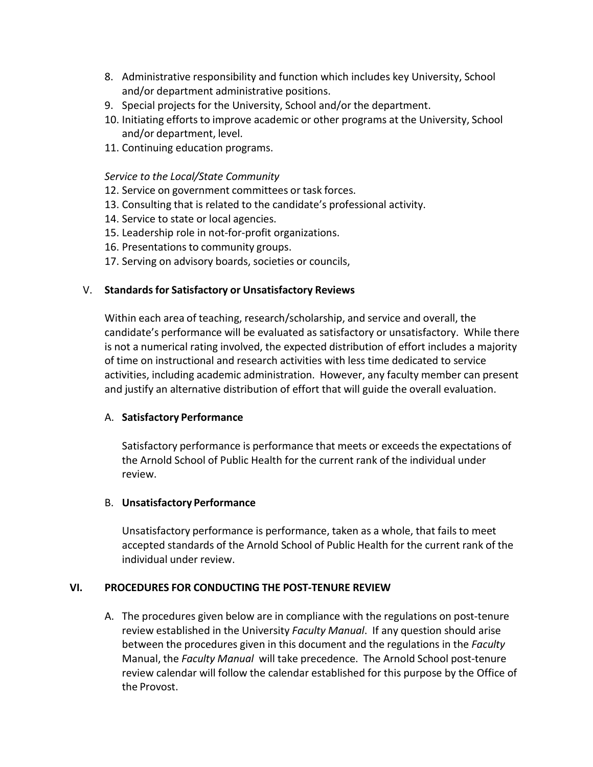8. Administrative responsibility and function which includes key University, School and/or department administrative positions.
9. Special projects for the University, School and/or the department.
10. Initiating efforts to improve academic or other programs at the University, School and/or department, level.
11. Continuing education programs.

*Service to the Local/State Community*

12. Service on government committees or task forces.
13. Consulting that is related to the candidate's professional activity.
14. Service to state or local agencies.
15. Leadership role in not-for-profit organizations.
16. Presentations to community groups.
17. Serving on advisory boards, societies or councils,

## V. Standards for Satisfactory or Unsatisfactory Reviews

Within each area of teaching, research/scholarship, and service and overall, the candidate's performance will be evaluated as satisfactory or unsatisfactory. While there is not a numerical rating involved, the expected distribution of effort includes a majority of time on instructional and research activities with less time dedicated to service activities, including academic administration. However, any faculty member can present and justify an alternative distribution of effort that will guide the overall evaluation.

### A. Satisfactory Performance

Satisfactory performance is performance that meets or exceeds the expectations of the Arnold School of Public Health for the current rank of the individual under review.

### B. Unsatisfactory Performance

Unsatisfactory performance is performance, taken as a whole, that fails to meet accepted standards of the Arnold School of Public Health for the current rank of the individual under review.

## VI. PROCEDURES FOR CONDUCTING THE POST-TENURE REVIEW

A. The procedures given below are in compliance with the regulations on post-tenure review established in the University *Faculty Manual*. If any question should arise between the procedures given in this document and the regulations in the *Faculty* Manual, the *Faculty Manual* will take precedence. The Arnold School post-tenure review calendar will follow the calendar established for this purpose by the Office of the Provost.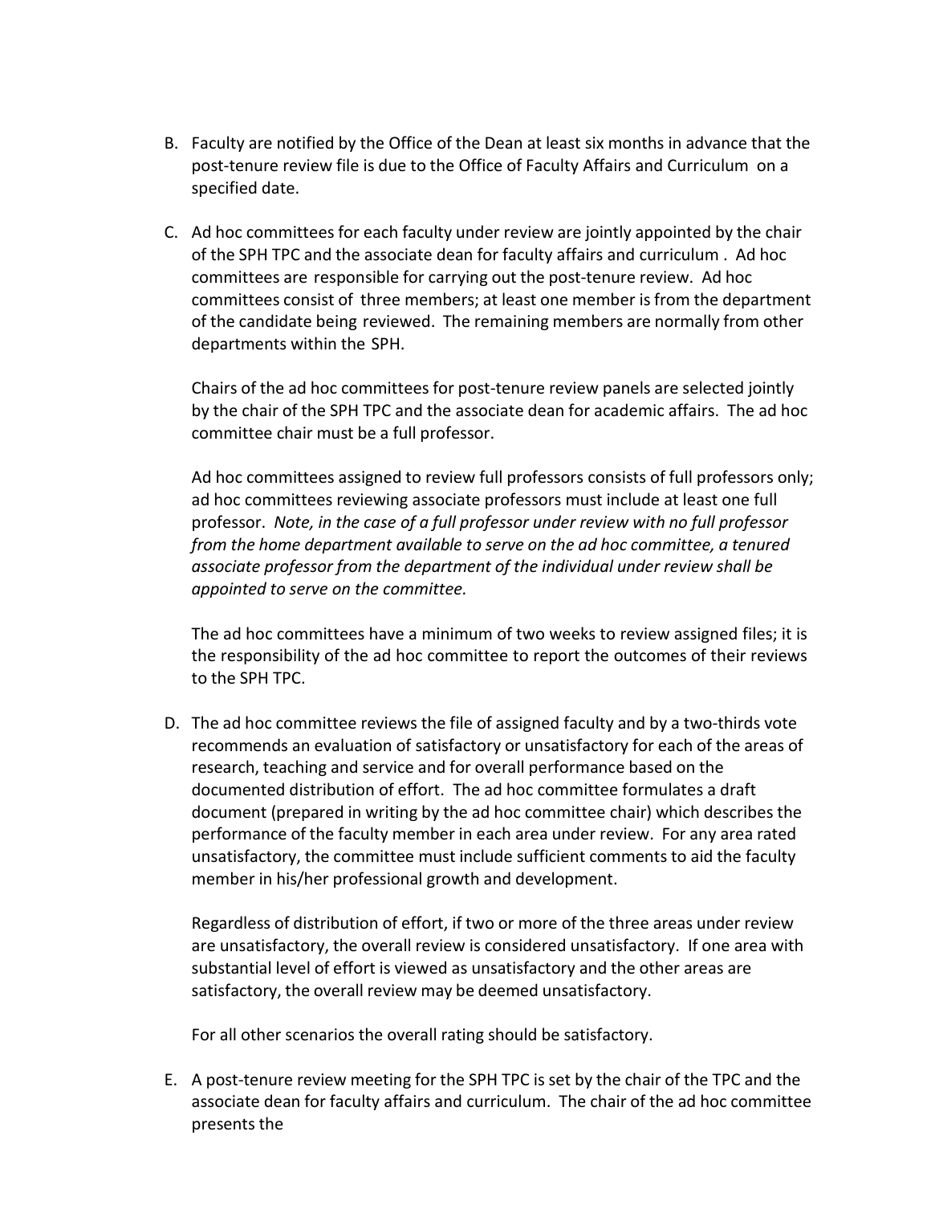B. Faculty are notified by the Office of the Dean at least six months in advance that the post-tenure review file is due to the Office of Faculty Affairs and Curriculum on a specified date.

C. Ad hoc committees for each faculty under review are jointly appointed by the chair of the SPH TPC and the associate dean for faculty affairs and curriculum . Ad hoc committees are responsible for carrying out the post-tenure review. Ad hoc committees consist of three members; at least one member is from the department of the candidate being reviewed. The remaining members are normally from other departments within the SPH.

   Chairs of the ad hoc committees for post-tenure review panels are selected jointly by the chair of the SPH TPC and the associate dean for academic affairs. The ad hoc committee chair must be a full professor.

   Ad hoc committees assigned to review full professors consists of full professors only; ad hoc committees reviewing associate professors must include at least one full professor. *Note, in the case of a full professor under review with no full professor from the home department available to serve on the ad hoc committee, a tenured associate professor from the department of the individual under review shall be appointed to serve on the committee.*

   The ad hoc committees have a minimum of two weeks to review assigned files; it is the responsibility of the ad hoc committee to report the outcomes of their reviews to the SPH TPC.

D. The ad hoc committee reviews the file of assigned faculty and by a two-thirds vote recommends an evaluation of satisfactory or unsatisfactory for each of the areas of research, teaching and service and for overall performance based on the documented distribution of effort. The ad hoc committee formulates a draft document (prepared in writing by the ad hoc committee chair) which describes the performance of the faculty member in each area under review. For any area rated unsatisfactory, the committee must include sufficient comments to aid the faculty member in his/her professional growth and development.

   Regardless of distribution of effort, if two or more of the three areas under review are unsatisfactory, the overall review is considered unsatisfactory. If one area with substantial level of effort is viewed as unsatisfactory and the other areas are satisfactory, the overall review may be deemed unsatisfactory.

   For all other scenarios the overall rating should be satisfactory.

E. A post-tenure review meeting for the SPH TPC is set by the chair of the TPC and the associate dean for faculty affairs and curriculum. The chair of the ad hoc committee presents the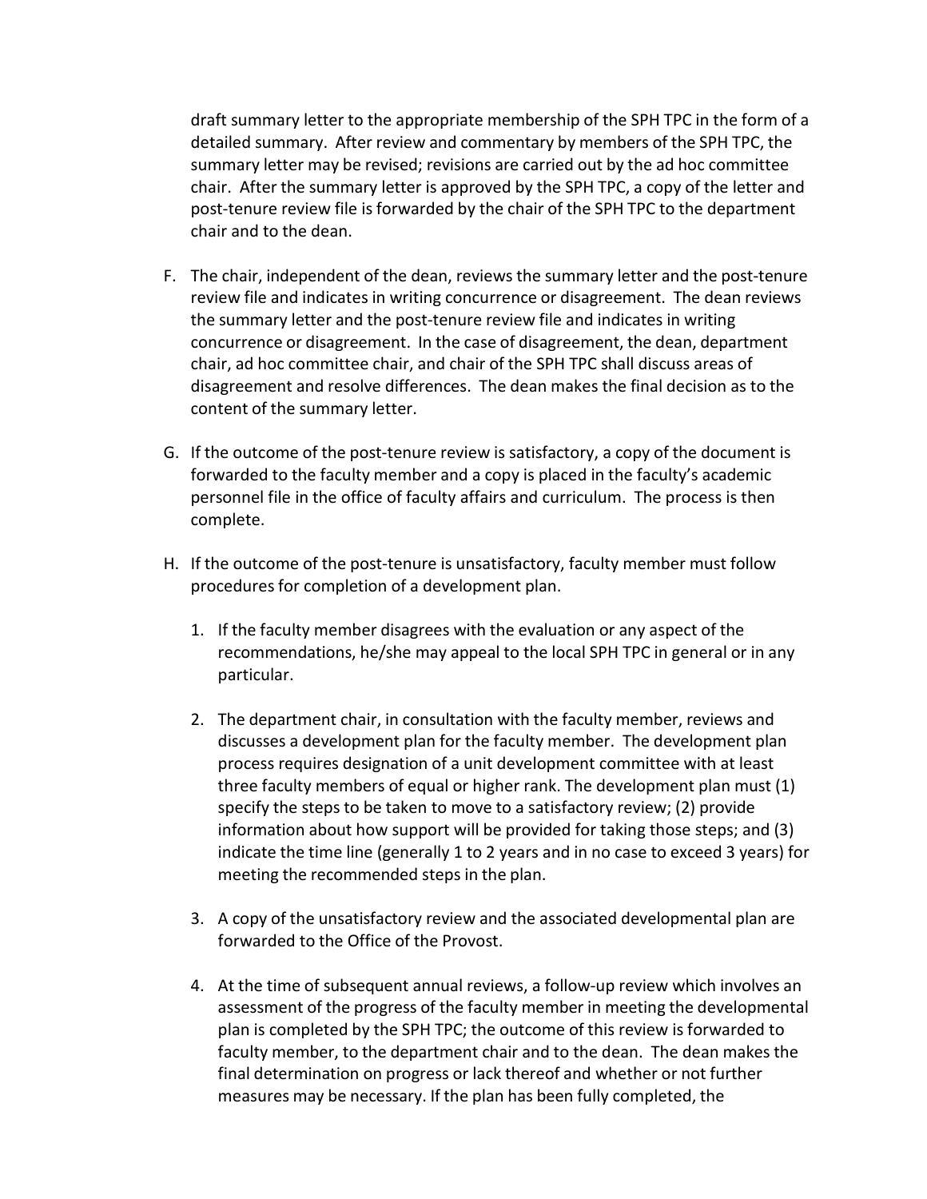draft summary letter to the appropriate membership of the SPH TPC in the form of a detailed summary. After review and commentary by members of the SPH TPC, the summary letter may be revised; revisions are carried out by the ad hoc committee chair. After the summary letter is approved by the SPH TPC, a copy of the letter and post-tenure review file is forwarded by the chair of the SPH TPC to the department chair and to the dean.

F. The chair, independent of the dean, reviews the summary letter and the post-tenure review file and indicates in writing concurrence or disagreement. The dean reviews the summary letter and the post-tenure review file and indicates in writing concurrence or disagreement. In the case of disagreement, the dean, department chair, ad hoc committee chair, and chair of the SPH TPC shall discuss areas of disagreement and resolve differences. The dean makes the final decision as to the content of the summary letter.

G. If the outcome of the post-tenure review is satisfactory, a copy of the document is forwarded to the faculty member and a copy is placed in the faculty's academic personnel file in the office of faculty affairs and curriculum. The process is then complete.

H. If the outcome of the post-tenure is unsatisfactory, faculty member must follow procedures for completion of a development plan.

   1. If the faculty member disagrees with the evaluation or any aspect of the recommendations, he/she may appeal to the local SPH TPC in general or in any particular.

   2. The department chair, in consultation with the faculty member, reviews and discusses a development plan for the faculty member. The development plan process requires designation of a unit development committee with at least three faculty members of equal or higher rank. The development plan must (1) specify the steps to be taken to move to a satisfactory review; (2) provide information about how support will be provided for taking those steps; and (3) indicate the time line (generally 1 to 2 years and in no case to exceed 3 years) for meeting the recommended steps in the plan.

   3. A copy of the unsatisfactory review and the associated developmental plan are forwarded to the Office of the Provost.

   4. At the time of subsequent annual reviews, a follow-up review which involves an assessment of the progress of the faculty member in meeting the developmental plan is completed by the SPH TPC; the outcome of this review is forwarded to faculty member, to the department chair and to the dean. The dean makes the final determination on progress or lack thereof and whether or not further measures may be necessary. If the plan has been fully completed, the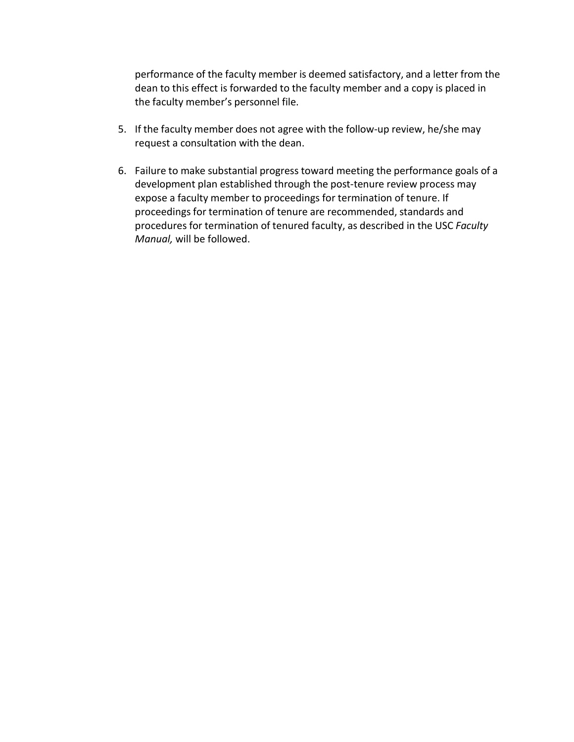performance of the faculty member is deemed satisfactory, and a letter from the dean to this effect is forwarded to the faculty member and a copy is placed in the faculty member's personnel file.

5. If the faculty member does not agree with the follow-up review, he/she may request a consultation with the dean.

6. Failure to make substantial progress toward meeting the performance goals of a development plan established through the post-tenure review process may expose a faculty member to proceedings for termination of tenure. If proceedings for termination of tenure are recommended, standards and procedures for termination of tenured faculty, as described in the USC *Faculty Manual,* will be followed.